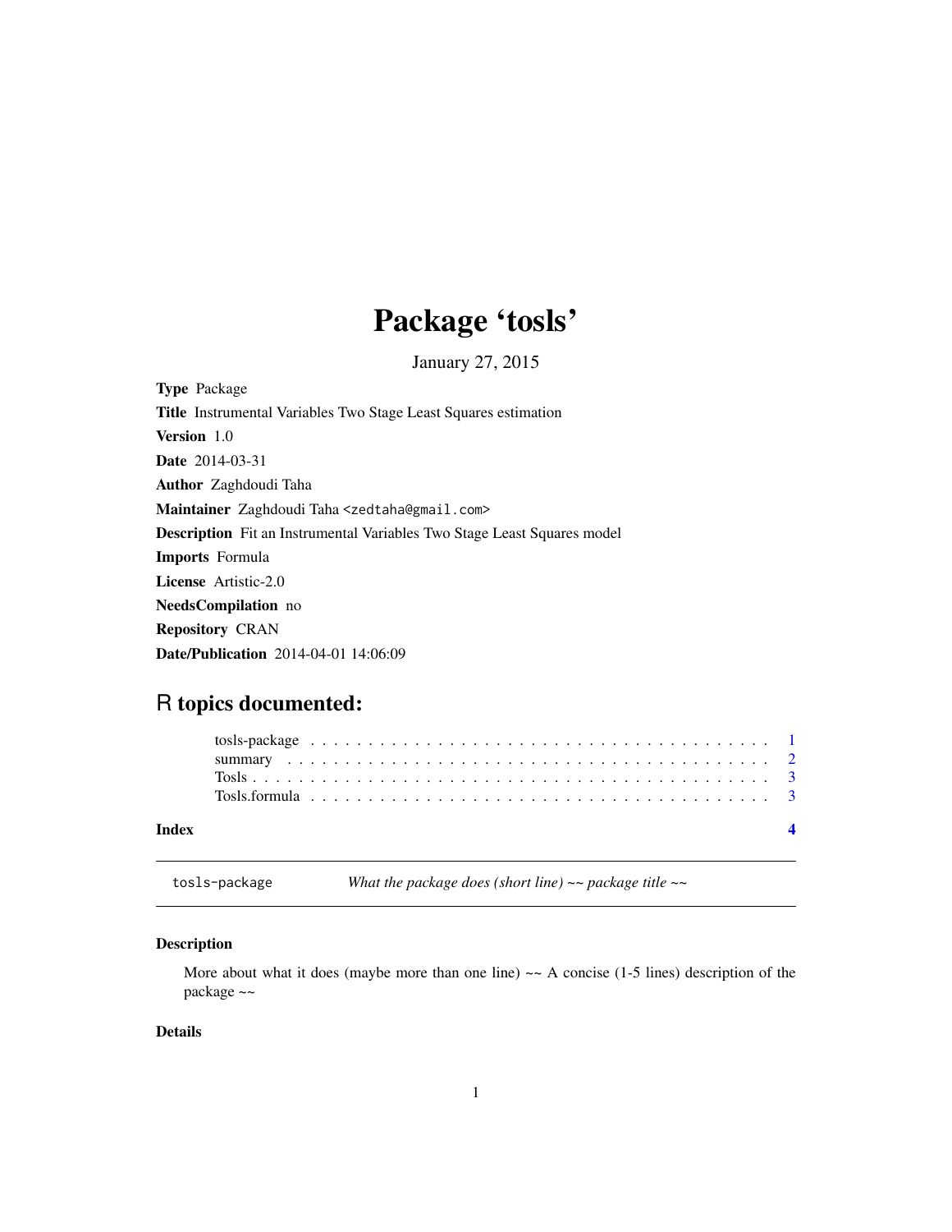# Package 'tosls'

January 27, 2015

**Type** Package

**Title** Instrumental Variables Two Stage Least Squares estimation

**Version** 1.0

**Date** 2014-03-31

**Author** Zaghdoudi Taha

**Maintainer** Zaghdoudi Taha <zedtaha@gmail.com>

**Description** Fit an Instrumental Variables Two Stage Least Squares model

**Imports** Formula

**License** Artistic-2.0

**NeedsCompilation** no

**Repository** CRAN

**Date/Publication** 2014-04-01 14:06:09

## R topics documented:

tosls-package . . . . . . . . . . . . . . . . . . . . . . . . . . . . . . . . . . . . . . . . 1
summary . . . . . . . . . . . . . . . . . . . . . . . . . . . . . . . . . . . . . . . . . . 2
Tosls . . . . . . . . . . . . . . . . . . . . . . . . . . . . . . . . . . . . . . . . . . . . 3
Tosls.formula . . . . . . . . . . . . . . . . . . . . . . . . . . . . . . . . . . . . . . . 3

**Index** 4

---

`tosls-package` *What the package does (short line) ~~ package title ~~*

---

### Description

More about what it does (maybe more than one line) ~~ A concise (1-5 lines) description of the package ~~

### Details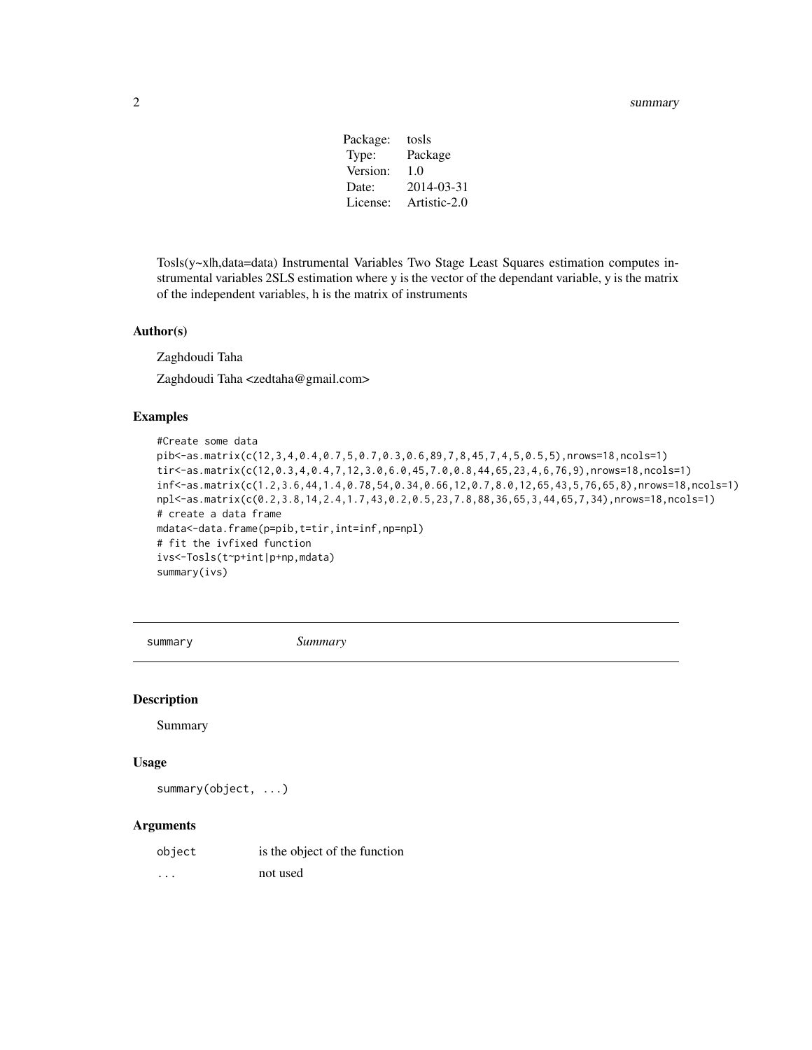| | |
|---|---|
| Package: | tosls |
| Type: | Package |
| Version: | 1.0 |
| Date: | 2014-03-31 |
| License: | Artistic-2.0 |

Tosls(y~x|h,data=data) Instrumental Variables Two Stage Least Squares estimation computes instrumental variables 2SLS estimation where y is the vector of the dependant variable, y is the matrix of the independent variables, h is the matrix of instruments

### Author(s)

Zaghdoudi Taha

Zaghdoudi Taha <zedtaha@gmail.com>

### Examples

```
#Create some data
pib<-as.matrix(c(12,3,4,0.4,0.7,5,0.7,0.3,0.6,89,7,8,45,7,4,5,0.5,5),nrows=18,ncols=1)
tir<-as.matrix(c(12,0.3,4,0.4,7,12,3.0,6.0,45,7.0,0.8,44,65,23,4,6,76,9),nrows=18,ncols=1)
inf<-as.matrix(c(1.2,3.6,44,1.4,0.78,54,0.34,0.66,12,0.7,8.0,12,65,43,5,76,65,8),nrows=18,ncols=1)
npl<-as.matrix(c(0.2,3.8,14,2.4,1.7,43,0.2,0.5,23,7.8,88,36,65,3,44,65,7,34),nrows=18,ncols=1)
# create a data frame
mdata<-data.frame(p=pib,t=tir,int=inf,np=npl)
# fit the ivfixed function
ivs<-Tosls(t~p+int|p+np,mdata)
summary(ivs)
```

---

## summary *Summary*

### Description

Summary

### Usage

```
summary(object, ...)
```

### Arguments

| | |
|---|---|
| object | is the object of the function |
| ... | not used |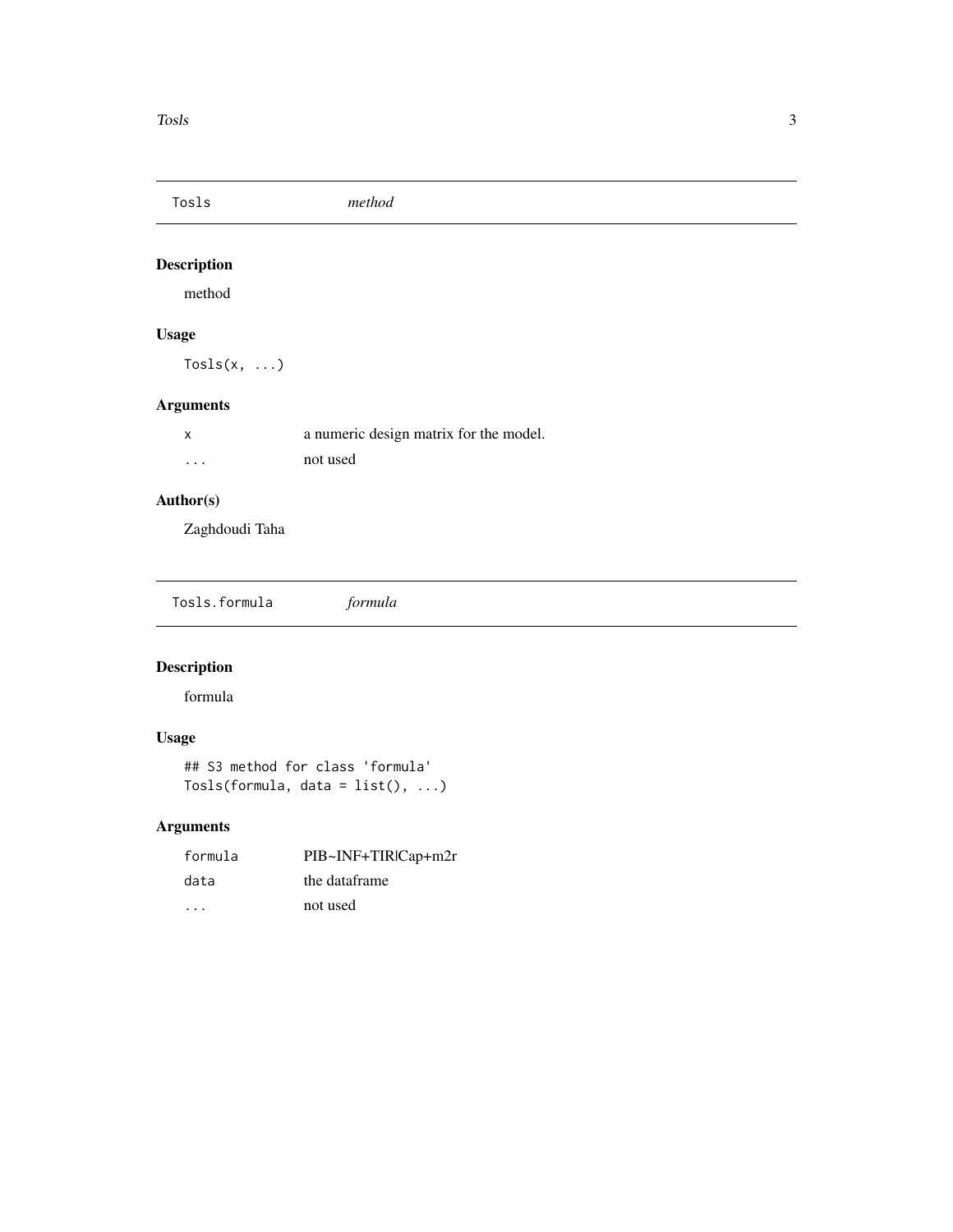`Tosls` *method*

## Description

method

## Usage

```
Tosls(x, ...)
```

## Arguments

| | |
|---|---|
| `x` | a numeric design matrix for the model. |
| `...` | not used |

## Author(s)

Zaghdoudi Taha

---

`Tosls.formula` *formula*

## Description

formula

## Usage

```
## S3 method for class 'formula'
Tosls(formula, data = list(), ...)
```

## Arguments

| | |
|---|---|
| `formula` | PIB~INF+TIR|Cap+m2r |
| `data` | the dataframe |
| `...` | not used |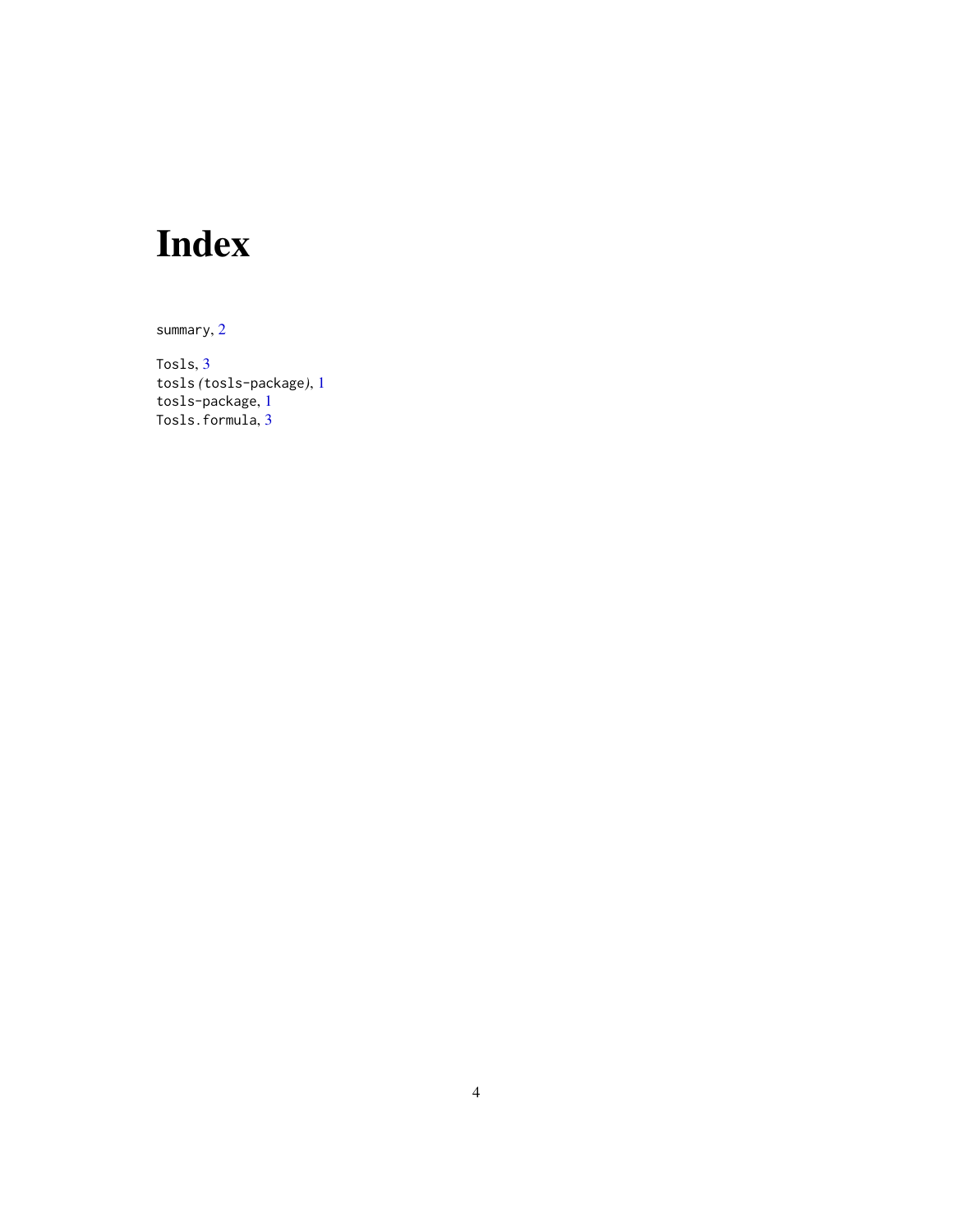# Index

summary, 2

Tosls, 3
tosls (tosls-package), 1
tosls-package, 1
Tosls.formula, 3